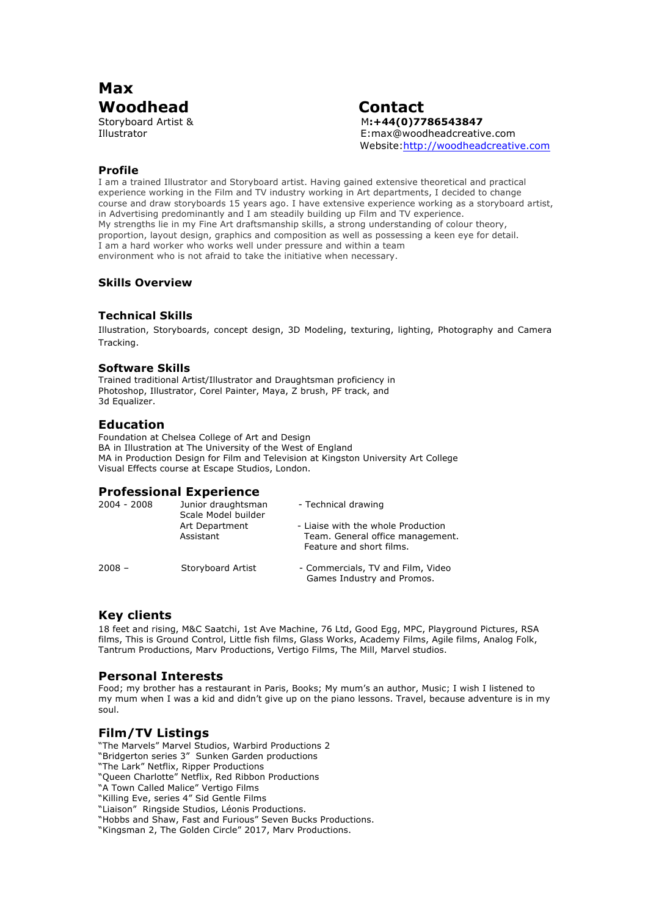# Max Woodhead

Storyboard Artist & Illustrator

## Contact

M:**+44(0)7786543847**
E:max@woodheadcreative.com
Website:[http://woodheadcreative.com](http://woodheadcreative.com)

## Profile

I am a trained Illustrator and Storyboard artist. Having gained extensive theoretical and practical experience working in the Film and TV industry working in Art departments, I decided to change course and draw storyboards 15 years ago. I have extensive experience working as a storyboard artist, in Advertising predominantly and I am steadily building up Film and TV experience.
My strengths lie in my Fine Art draftsmanship skills, a strong understanding of colour theory, proportion, layout design, graphics and composition as well as possessing a keen eye for detail.
I am a hard worker who works well under pressure and within a team environment who is not afraid to take the initiative when necessary.

## Skills Overview

### Technical Skills

Illustration, Storyboards, concept design, 3D Modeling, texturing, lighting, Photography and Camera Tracking.

### Software Skills

Trained traditional Artist/Illustrator and Draughtsman proficiency in Photoshop, Illustrator, Corel Painter, Maya, Z brush, PF track, and 3d Equalizer.

## Education

Foundation at Chelsea College of Art and Design
BA in Illustration at The University of the West of England
MA in Production Design for Film and Television at Kingston University Art College
Visual Effects course at Escape Studios, London.

## Professional Experience

| | | |
|---|---|---|
| 2004 - 2008 | Junior draughtsman<br>Scale Model builder | - Technical drawing |
| | Art Department Assistant | - Liaise with the whole Production Team. General office management. Feature and short films. |
| 2008 – | Storyboard Artist | - Commercials, TV and Film, Video Games Industry and Promos. |

## Key clients

18 feet and rising, M&C Saatchi, 1st Ave Machine, 76 Ltd, Good Egg, MPC, Playground Pictures, RSA films, This is Ground Control, Little fish films, Glass Works, Academy Films, Agile films, Analog Folk, Tantrum Productions, Marv Productions, Vertigo Films, The Mill, Marvel studios.

## Personal Interests

Food; my brother has a restaurant in Paris, Books; My mum's an author, Music; I wish I listened to my mum when I was a kid and didn't give up on the piano lessons. Travel, because adventure is in my soul.

## Film/TV Listings

"The Marvels" Marvel Studios, Warbird Productions 2
"Bridgerton series 3" Sunken Garden productions
"The Lark" Netflix, Ripper Productions
"Queen Charlotte" Netflix, Red Ribbon Productions
"A Town Called Malice" Vertigo Films
"Killing Eve, series 4" Sid Gentle Films
"Liaison" Ringside Studios, Léonis Productions.
"Hobbs and Shaw, Fast and Furious" Seven Bucks Productions.
"Kingsman 2, The Golden Circle" 2017, Marv Productions.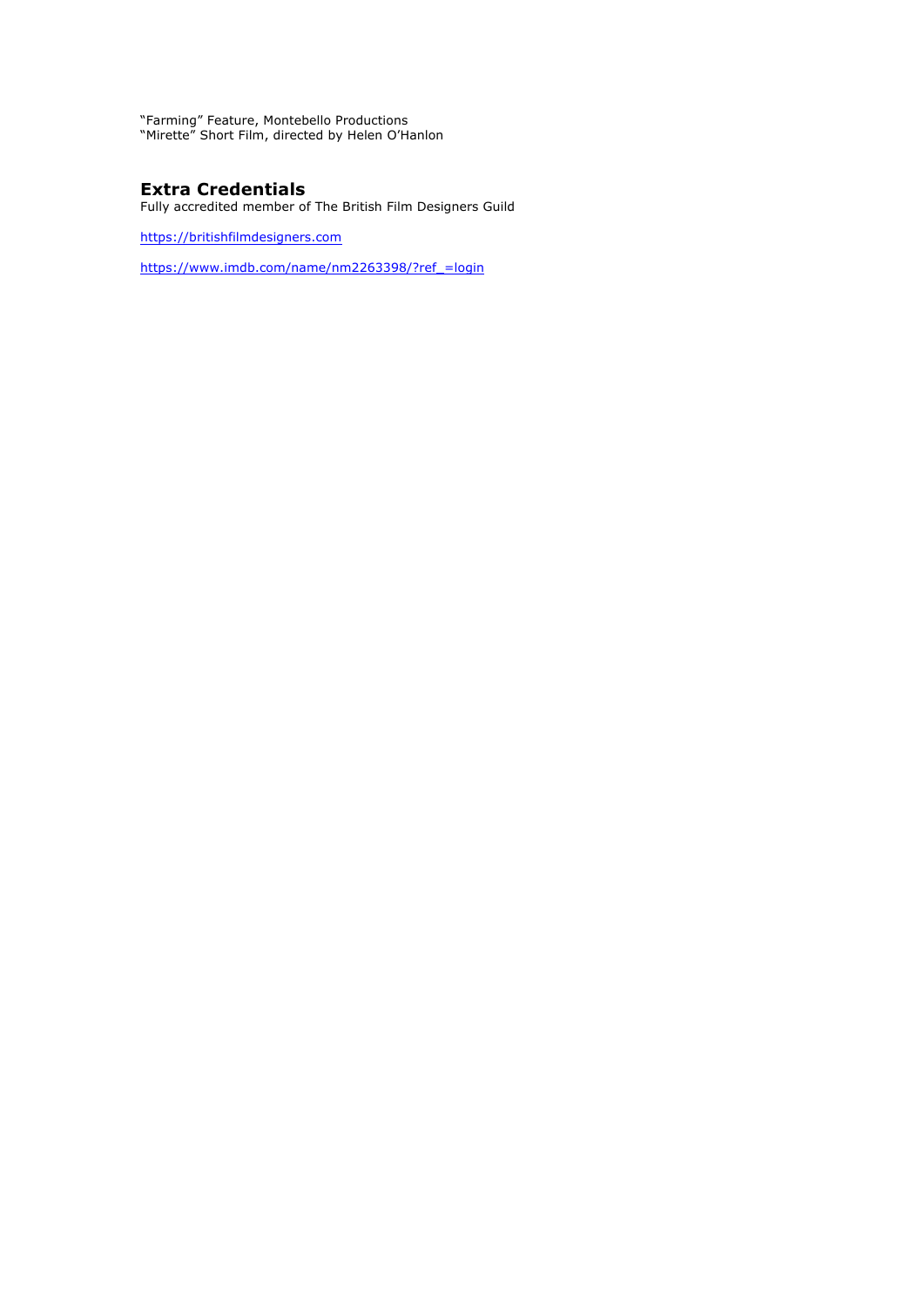"Farming" Feature, Montebello Productions
"Mirette" Short Film, directed by Helen O'Hanlon

## Extra Credentials

Fully accredited member of The British Film Designers Guild

https://britishfilmdesigners.com

https://www.imdb.com/name/nm2263398/?ref_=login